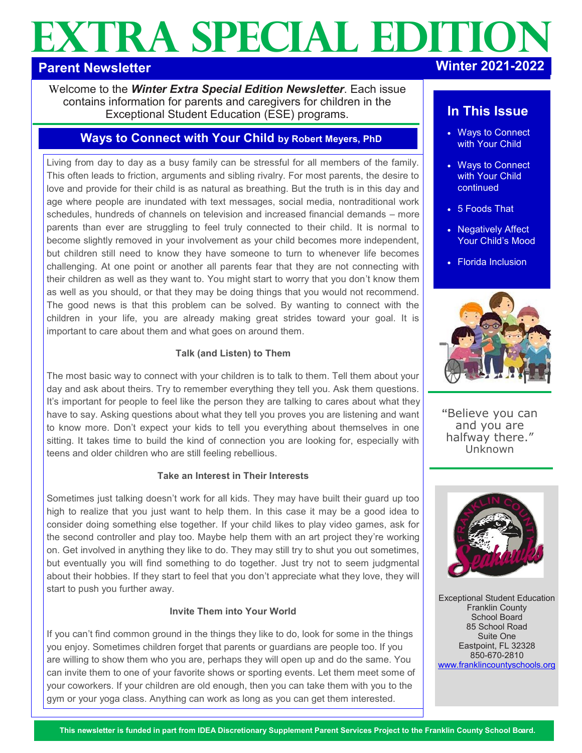# EXTRA SPECIAL EDITION

**Parent Newsletter** **Winter 2021-2022**

Welcome to the ***Winter Extra Special Edition Newsletter***. Each issue contains information for parents and caregivers for children in the Exceptional Student Education (ESE) programs.

## Ways to Connect with Your Child by Robert Meyers, PhD

Living from day to day as a busy family can be stressful for all members of the family. This often leads to friction, arguments and sibling rivalry. For most parents, the desire to love and provide for their child is as natural as breathing. But the truth is in this day and age where people are inundated with text messages, social media, nontraditional work schedules, hundreds of channels on television and increased financial demands – more parents than ever are struggling to feel truly connected to their child. It is normal to become slightly removed in your involvement as your child becomes more independent, but children still need to know they have someone to turn to whenever life becomes challenging. At one point or another all parents fear that they are not connecting with their children as well as they want to. You might start to worry that you don't know them as well as you should, or that they may be doing things that you would not recommend. The good news is that this problem can be solved. By wanting to connect with the children in your life, you are already making great strides toward your goal. It is important to care about them and what goes on around them.

### Talk (and Listen) to Them

The most basic way to connect with your children is to talk to them. Tell them about your day and ask about theirs. Try to remember everything they tell you. Ask them questions. It's important for people to feel like the person they are talking to cares about what they have to say. Asking questions about what they tell you proves you are listening and want to know more. Don't expect your kids to tell you everything about themselves in one sitting. It takes time to build the kind of connection you are looking for, especially with teens and older children who are still feeling rebellious.

### Take an Interest in Their Interests

Sometimes just talking doesn't work for all kids. They may have built their guard up too high to realize that you just want to help them. In this case it may be a good idea to consider doing something else together. If your child likes to play video games, ask for the second controller and play too. Maybe help them with an art project they're working on. Get involved in anything they like to do. They may still try to shut you out sometimes, but eventually you will find something to do together. Just try not to seem judgmental about their hobbies. If they start to feel that you don't appreciate what they love, they will start to push you further away.

### Invite Them into Your World

If you can't find common ground in the things they like to do, look for some in the things you enjoy. Sometimes children forget that parents or guardians are people too. If you are willing to show them who you are, perhaps they will open up and do the same. You can invite them to one of your favorite shows or sporting events. Let them meet some of your coworkers. If your children are old enough, then you can take them with you to the gym or your yoga class. Anything can work as long as you can get them interested.

## In This Issue

- Ways to Connect with Your Child
- Ways to Connect with Your Child continued
- 5 Foods That
- Negatively Affect Your Child's Mood
- Florida Inclusion

"Believe you can and you are halfway there."
Unknown

Exceptional Student Education
Franklin County
School Board
85 School Road
Suite One
Eastpoint, FL 32328
850-670-2810
www.franklincountyschools.org

**This newsletter is funded in part from IDEA Discretionary Supplement Parent Services Project to the Franklin County School Board.**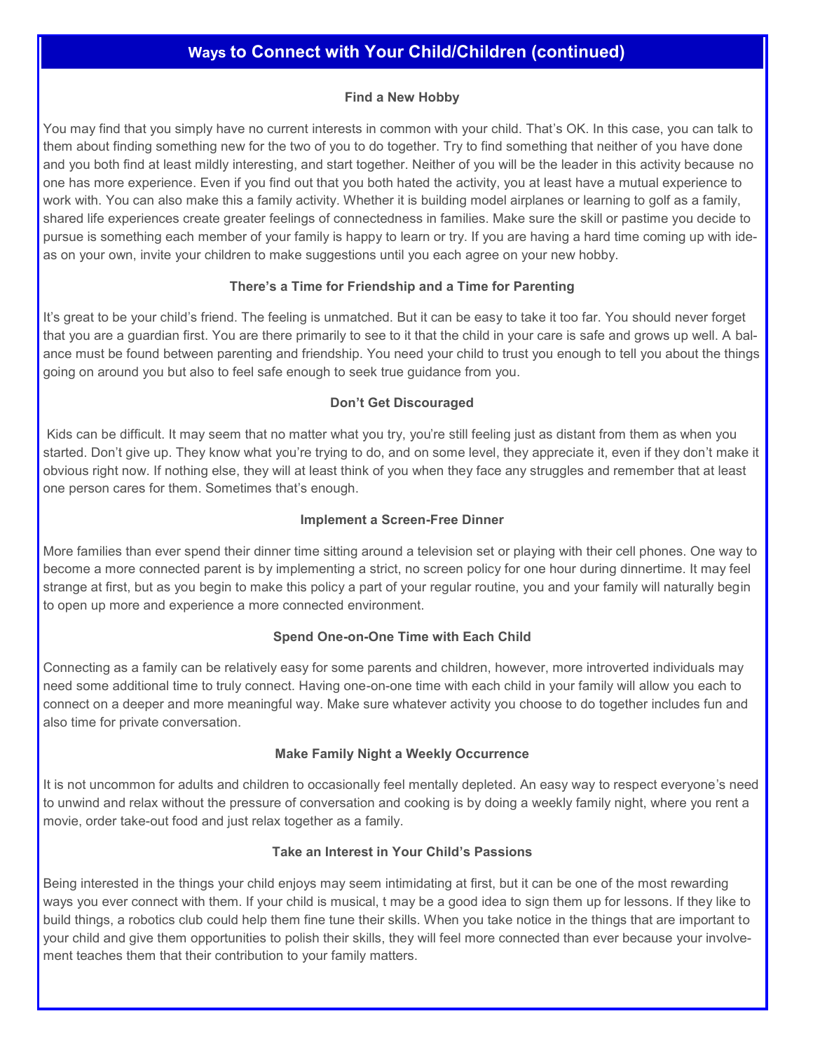## Ways to Connect with Your Child/Children (continued)

### Find a New Hobby

You may find that you simply have no current interests in common with your child. That's OK. In this case, you can talk to them about finding something new for the two of you to do together. Try to find something that neither of you have done and you both find at least mildly interesting, and start together. Neither of you will be the leader in this activity because no one has more experience. Even if you find out that you both hated the activity, you at least have a mutual experience to work with. You can also make this a family activity. Whether it is building model airplanes or learning to golf as a family, shared life experiences create greater feelings of connectedness in families. Make sure the skill or pastime you decide to pursue is something each member of your family is happy to learn or try. If you are having a hard time coming up with ideas on your own, invite your children to make suggestions until you each agree on your new hobby.

### There's a Time for Friendship and a Time for Parenting

It's great to be your child's friend. The feeling is unmatched. But it can be easy to take it too far. You should never forget that you are a guardian first. You are there primarily to see to it that the child in your care is safe and grows up well. A balance must be found between parenting and friendship. You need your child to trust you enough to tell you about the things going on around you but also to feel safe enough to seek true guidance from you.

### Don't Get Discouraged

Kids can be difficult. It may seem that no matter what you try, you're still feeling just as distant from them as when you started. Don't give up. They know what you're trying to do, and on some level, they appreciate it, even if they don't make it obvious right now. If nothing else, they will at least think of you when they face any struggles and remember that at least one person cares for them. Sometimes that's enough.

### Implement a Screen-Free Dinner

More families than ever spend their dinner time sitting around a television set or playing with their cell phones. One way to become a more connected parent is by implementing a strict, no screen policy for one hour during dinnertime. It may feel strange at first, but as you begin to make this policy a part of your regular routine, you and your family will naturally begin to open up more and experience a more connected environment.

### Spend One-on-One Time with Each Child

Connecting as a family can be relatively easy for some parents and children, however, more introverted individuals may need some additional time to truly connect. Having one-on-one time with each child in your family will allow you each to connect on a deeper and more meaningful way. Make sure whatever activity you choose to do together includes fun and also time for private conversation.

### Make Family Night a Weekly Occurrence

It is not uncommon for adults and children to occasionally feel mentally depleted. An easy way to respect everyone's need to unwind and relax without the pressure of conversation and cooking is by doing a weekly family night, where you rent a movie, order take-out food and just relax together as a family.

### Take an Interest in Your Child's Passions

Being interested in the things your child enjoys may seem intimidating at first, but it can be one of the most rewarding ways you ever connect with them. If your child is musical, t may be a good idea to sign them up for lessons. If they like to build things, a robotics club could help them fine tune their skills. When you take notice in the things that are important to your child and give them opportunities to polish their skills, they will feel more connected than ever because your involvement teaches them that their contribution to your family matters.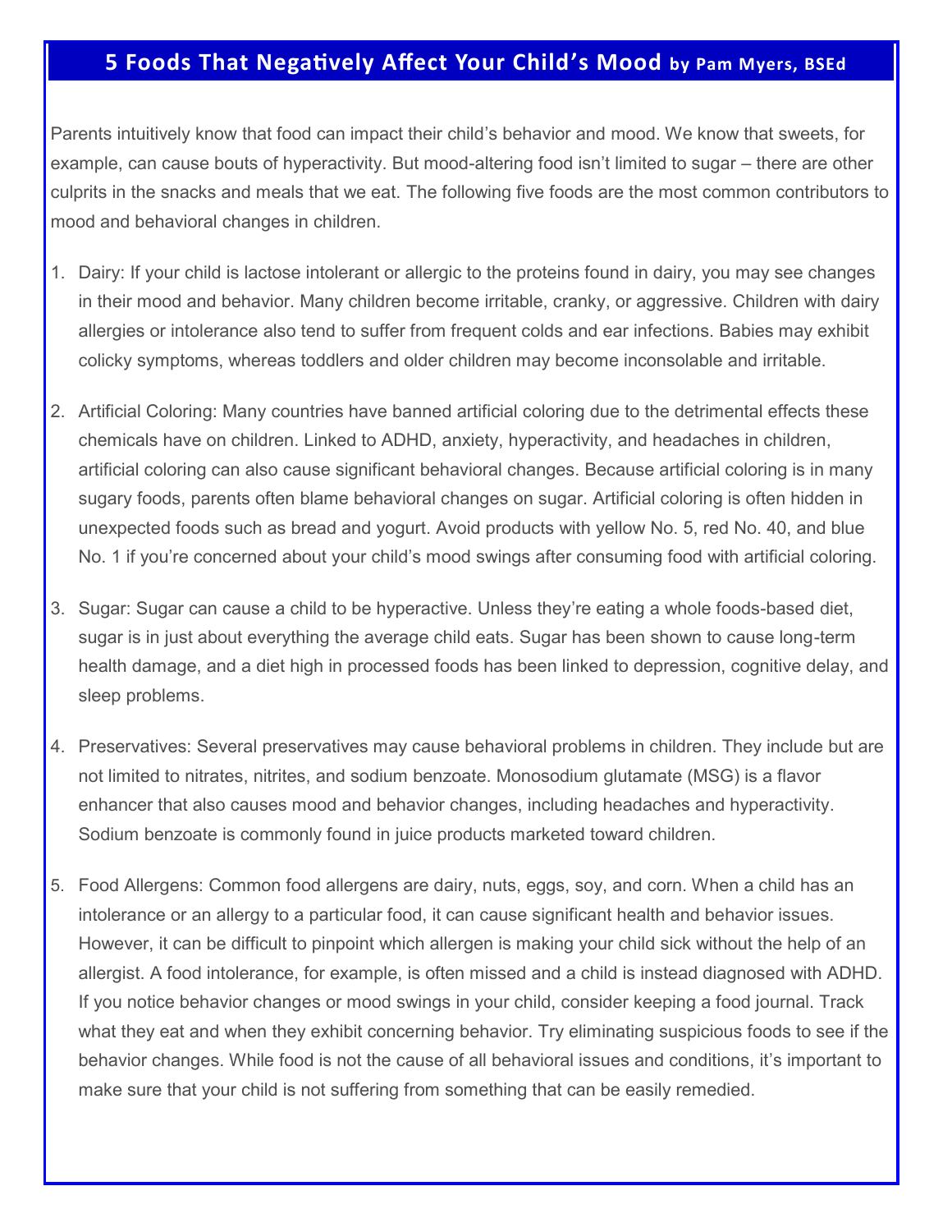## 5 Foods That Negatively Affect Your Child's Mood **by Pam Myers, BSEd**

Parents intuitively know that food can impact their child's behavior and mood. We know that sweets, for example, can cause bouts of hyperactivity. But mood-altering food isn't limited to sugar – there are other culprits in the snacks and meals that we eat. The following five foods are the most common contributors to mood and behavioral changes in children.

1. Dairy: If your child is lactose intolerant or allergic to the proteins found in dairy, you may see changes in their mood and behavior. Many children become irritable, cranky, or aggressive. Children with dairy allergies or intolerance also tend to suffer from frequent colds and ear infections. Babies may exhibit colicky symptoms, whereas toddlers and older children may become inconsolable and irritable.

2. Artificial Coloring: Many countries have banned artificial coloring due to the detrimental effects these chemicals have on children. Linked to ADHD, anxiety, hyperactivity, and headaches in children, artificial coloring can also cause significant behavioral changes. Because artificial coloring is in many sugary foods, parents often blame behavioral changes on sugar. Artificial coloring is often hidden in unexpected foods such as bread and yogurt. Avoid products with yellow No. 5, red No. 40, and blue No. 1 if you're concerned about your child's mood swings after consuming food with artificial coloring.

3. Sugar: Sugar can cause a child to be hyperactive. Unless they're eating a whole foods-based diet, sugar is in just about everything the average child eats. Sugar has been shown to cause long-term health damage, and a diet high in processed foods has been linked to depression, cognitive delay, and sleep problems.

4. Preservatives: Several preservatives may cause behavioral problems in children. They include but are not limited to nitrates, nitrites, and sodium benzoate. Monosodium glutamate (MSG) is a flavor enhancer that also causes mood and behavior changes, including headaches and hyperactivity. Sodium benzoate is commonly found in juice products marketed toward children.

5. Food Allergens: Common food allergens are dairy, nuts, eggs, soy, and corn. When a child has an intolerance or an allergy to a particular food, it can cause significant health and behavior issues. However, it can be difficult to pinpoint which allergen is making your child sick without the help of an allergist. A food intolerance, for example, is often missed and a child is instead diagnosed with ADHD. If you notice behavior changes or mood swings in your child, consider keeping a food journal. Track what they eat and when they exhibit concerning behavior. Try eliminating suspicious foods to see if the behavior changes. While food is not the cause of all behavioral issues and conditions, it's important to make sure that your child is not suffering from something that can be easily remedied.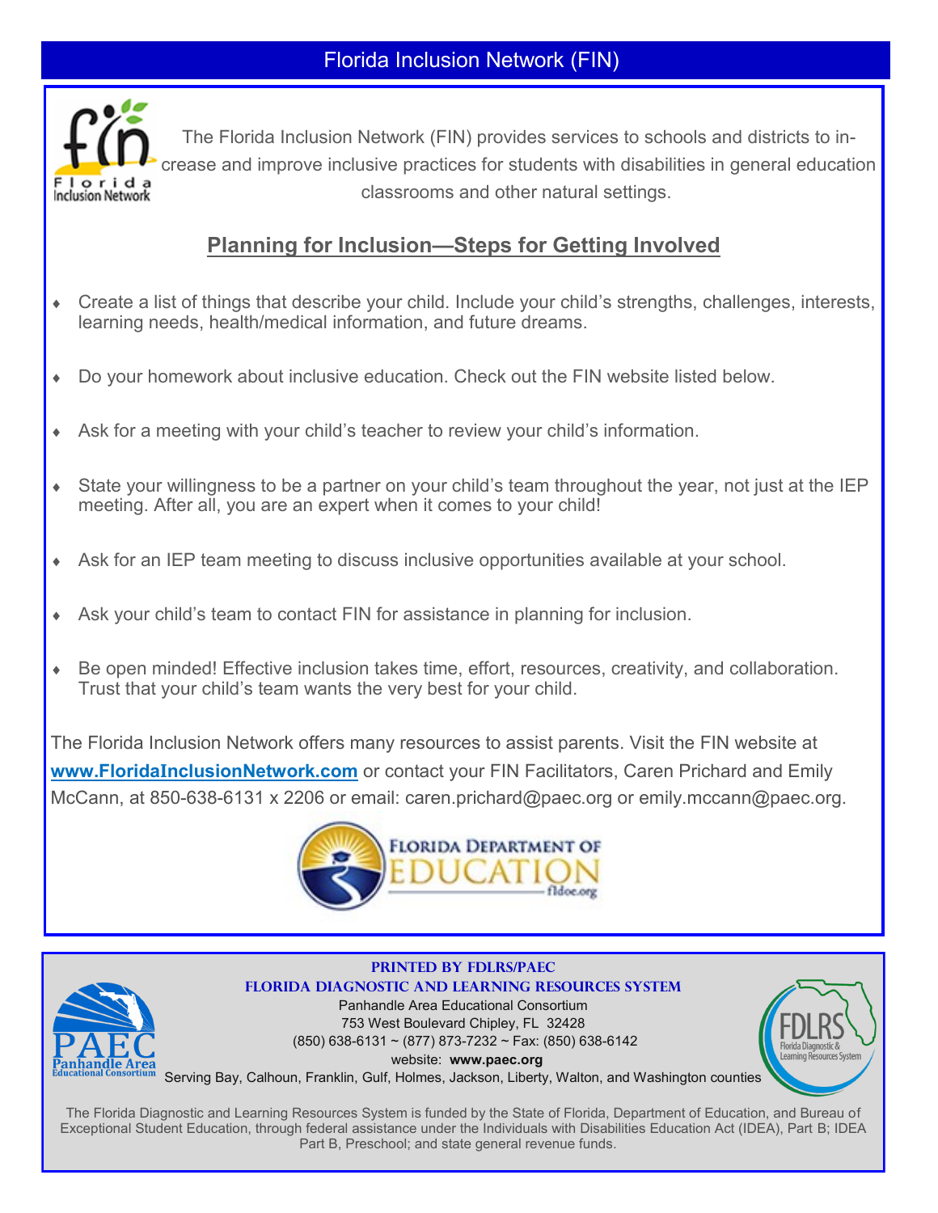## Florida Inclusion Network (FIN)

The Florida Inclusion Network (FIN) provides services to schools and districts to increase and improve inclusive practices for students with disabilities in general education classrooms and other natural settings.

### Planning for Inclusion—Steps for Getting Involved

- Create a list of things that describe your child. Include your child's strengths, challenges, interests, learning needs, health/medical information, and future dreams.
- Do your homework about inclusive education. Check out the FIN website listed below.
- Ask for a meeting with your child's teacher to review your child's information.
- State your willingness to be a partner on your child's team throughout the year, not just at the IEP meeting. After all, you are an expert when it comes to your child!
- Ask for an IEP team meeting to discuss inclusive opportunities available at your school.
- Ask your child's team to contact FIN for assistance in planning for inclusion.
- Be open minded! Effective inclusion takes time, effort, resources, creativity, and collaboration. Trust that your child's team wants the very best for your child.

The Florida Inclusion Network offers many resources to assist parents. Visit the FIN website at **www.FloridaInclusionNetwork.com** or contact your FIN Facilitators, Caren Prichard and Emily McCann, at 850-638-6131 x 2206 or email: caren.prichard@paec.org or emily.mccann@paec.org.

**PRINTED BY FDLRS/PAEC**
**FLORIDA DIAGNOSTIC AND LEARNING RESOURCES SYSTEM**
Panhandle Area Educational Consortium
753 West Boulevard Chipley, FL 32428
(850) 638-6131 ~ (877) 873-7232 ~ Fax: (850) 638-6142
website: **www.paec.org**
Serving Bay, Calhoun, Franklin, Gulf, Holmes, Jackson, Liberty, Walton, and Washington counties

The Florida Diagnostic and Learning Resources System is funded by the State of Florida, Department of Education, and Bureau of Exceptional Student Education, through federal assistance under the Individuals with Disabilities Education Act (IDEA), Part B; IDEA Part B, Preschool; and state general revenue funds.